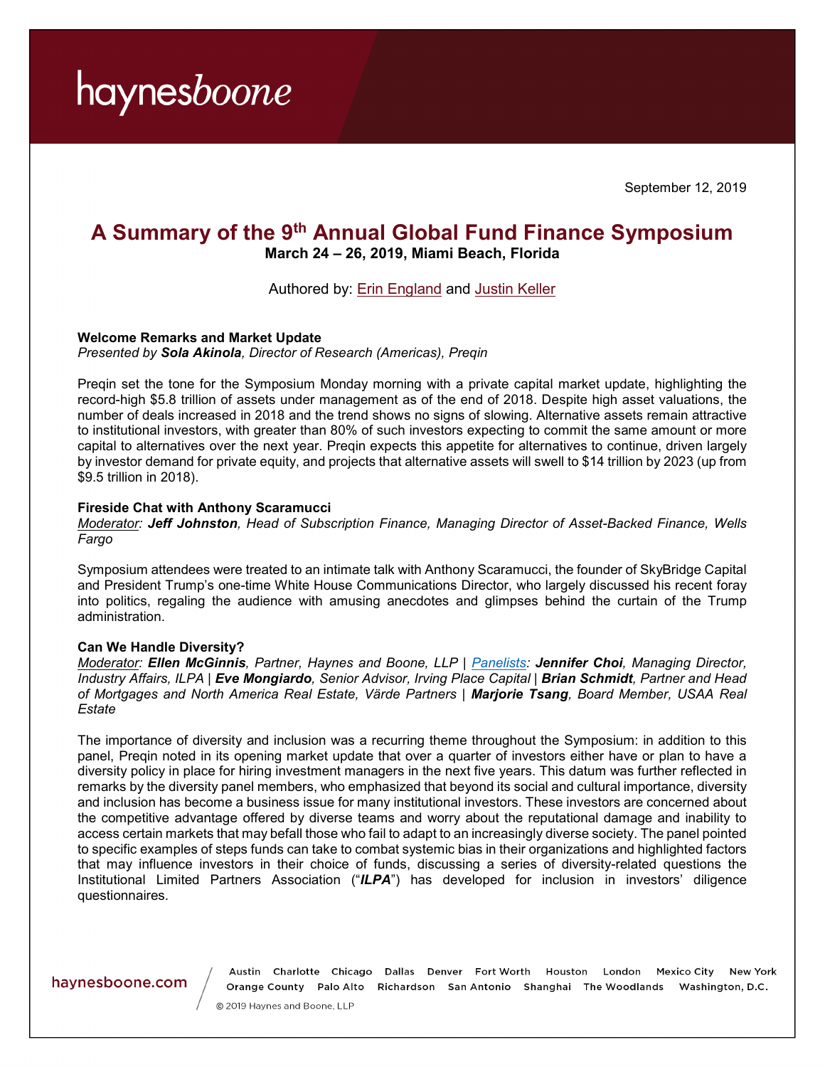September 12, 2019

# A Summary of the 9th Annual Global Fund Finance Symposium

**March 24 – 26, 2019, Miami Beach, Florida**

Authored by: Erin England and Justin Keller

### Welcome Remarks and Market Update

*Presented by **Sola Akinola**, Director of Research (Americas), Preqin*

Preqin set the tone for the Symposium Monday morning with a private capital market update, highlighting the record-high $5.8 trillion of assets under management as of the end of 2018. Despite high asset valuations, the number of deals increased in 2018 and the trend shows no signs of slowing. Alternative assets remain attractive to institutional investors, with greater than 80% of such investors expecting to commit the same amount or more capital to alternatives over the next year. Preqin expects this appetite for alternatives to continue, driven largely by investor demand for private equity, and projects that alternative assets will swell to $14 trillion by 2023 (up from $9.5 trillion in 2018).

### Fireside Chat with Anthony Scaramucci

*Moderator: **Jeff Johnston**, Head of Subscription Finance, Managing Director of Asset-Backed Finance, Wells Fargo*

Symposium attendees were treated to an intimate talk with Anthony Scaramucci, the founder of SkyBridge Capital and President Trump's one-time White House Communications Director, who largely discussed his recent foray into politics, regaling the audience with amusing anecdotes and glimpses behind the curtain of the Trump administration.

### Can We Handle Diversity?

*Moderator: **Ellen McGinnis**, Partner, Haynes and Boone, LLP | Panelists: **Jennifer Choi**, Managing Director, Industry Affairs, ILPA | **Eve Mongiardo**, Senior Advisor, Irving Place Capital | **Brian Schmidt**, Partner and Head of Mortgages and North America Real Estate, Värde Partners | **Marjorie Tsang**, Board Member, USAA Real Estate*

The importance of diversity and inclusion was a recurring theme throughout the Symposium: in addition to this panel, Preqin noted in its opening market update that over a quarter of investors either have or plan to have a diversity policy in place for hiring investment managers in the next five years. This datum was further reflected in remarks by the diversity panel members, who emphasized that beyond its social and cultural importance, diversity and inclusion has become a business issue for many institutional investors. These investors are concerned about the competitive advantage offered by diverse teams and worry about the reputational damage and inability to access certain markets that may befall those who fail to adapt to an increasingly diverse society. The panel pointed to specific examples of steps funds can take to combat systemic bias in their organizations and highlighted factors that may influence investors in their choice of funds, discussing a series of diversity-related questions the Institutional Limited Partners Association ("***ILPA***") has developed for inclusion in investors' diligence questionnaires.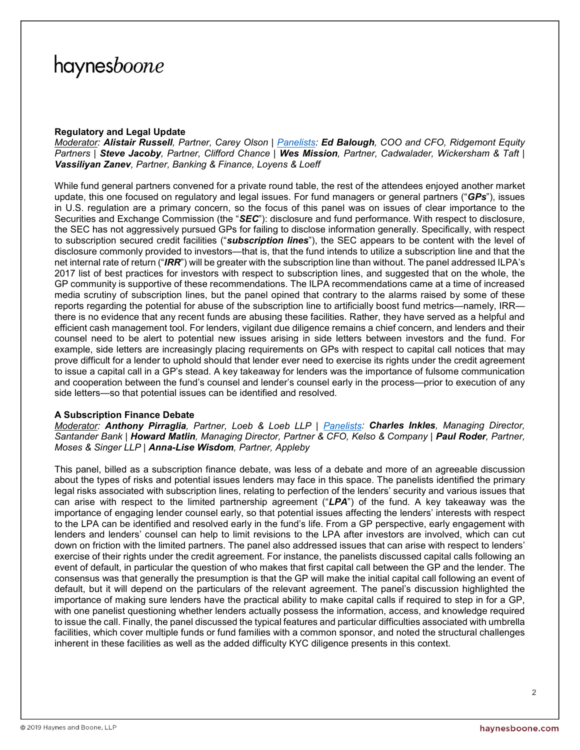**Regulatory and Legal Update**

*Moderator: **Alistair Russell**, Partner, Carey Olson | Panelists: **Ed Balough**, COO and CFO, Ridgemont Equity Partners | **Steve Jacoby**, Partner, Clifford Chance | **Wes Mission**, Partner, Cadwalader, Wickersham & Taft | **Vassiliyan Zanev**, Partner, Banking & Finance, Loyens & Loeff*

While fund general partners convened for a private round table, the rest of the attendees enjoyed another market update, this one focused on regulatory and legal issues. For fund managers or general partners ("***GPs***"), issues in U.S. regulation are a primary concern, so the focus of this panel was on issues of clear importance to the Securities and Exchange Commission (the "***SEC***"): disclosure and fund performance. With respect to disclosure, the SEC has not aggressively pursued GPs for failing to disclose information generally. Specifically, with respect to subscription secured credit facilities ("***subscription lines***"), the SEC appears to be content with the level of disclosure commonly provided to investors—that is, that the fund intends to utilize a subscription line and that the net internal rate of return ("***IRR***") will be greater with the subscription line than without. The panel addressed ILPA's 2017 list of best practices for investors with respect to subscription lines, and suggested that on the whole, the GP community is supportive of these recommendations. The ILPA recommendations came at a time of increased media scrutiny of subscription lines, but the panel opined that contrary to the alarms raised by some of these reports regarding the potential for abuse of the subscription line to artificially boost fund metrics—namely, IRR—there is no evidence that any recent funds are abusing these facilities. Rather, they have served as a helpful and efficient cash management tool. For lenders, vigilant due diligence remains a chief concern, and lenders and their counsel need to be alert to potential new issues arising in side letters between investors and the fund. For example, side letters are increasingly placing requirements on GPs with respect to capital call notices that may prove difficult for a lender to uphold should that lender ever need to exercise its rights under the credit agreement to issue a capital call in a GP's stead. A key takeaway for lenders was the importance of fulsome communication and cooperation between the fund's counsel and lender's counsel early in the process—prior to execution of any side letters—so that potential issues can be identified and resolved.

**A Subscription Finance Debate**

*Moderator: **Anthony Pirraglia**, Partner, Loeb & Loeb LLP | Panelists: **Charles Inkles**, Managing Director, Santander Bank | **Howard Matlin**, Managing Director, Partner & CFO, Kelso & Company | **Paul Roder**, Partner, Moses & Singer LLP | **Anna-Lise Wisdom**, Partner, Appleby*

This panel, billed as a subscription finance debate, was less of a debate and more of an agreeable discussion about the types of risks and potential issues lenders may face in this space. The panelists identified the primary legal risks associated with subscription lines, relating to perfection of the lenders' security and various issues that can arise with respect to the limited partnership agreement ("***LPA***") of the fund. A key takeaway was the importance of engaging lender counsel early, so that potential issues affecting the lenders' interests with respect to the LPA can be identified and resolved early in the fund's life. From a GP perspective, early engagement with lenders and lenders' counsel can help to limit revisions to the LPA after investors are involved, which can cut down on friction with the limited partners. The panel also addressed issues that can arise with respect to lenders' exercise of their rights under the credit agreement. For instance, the panelists discussed capital calls following an event of default, in particular the question of who makes that first capital call between the GP and the lender. The consensus was that generally the presumption is that the GP will make the initial capital call following an event of default, but it will depend on the particulars of the relevant agreement. The panel's discussion highlighted the importance of making sure lenders have the practical ability to make capital calls if required to step in for a GP, with one panelist questioning whether lenders actually possess the information, access, and knowledge required to issue the call. Finally, the panel discussed the typical features and particular difficulties associated with umbrella facilities, which cover multiple funds or fund families with a common sponsor, and noted the structural challenges inherent in these facilities as well as the added difficulty KYC diligence presents in this context.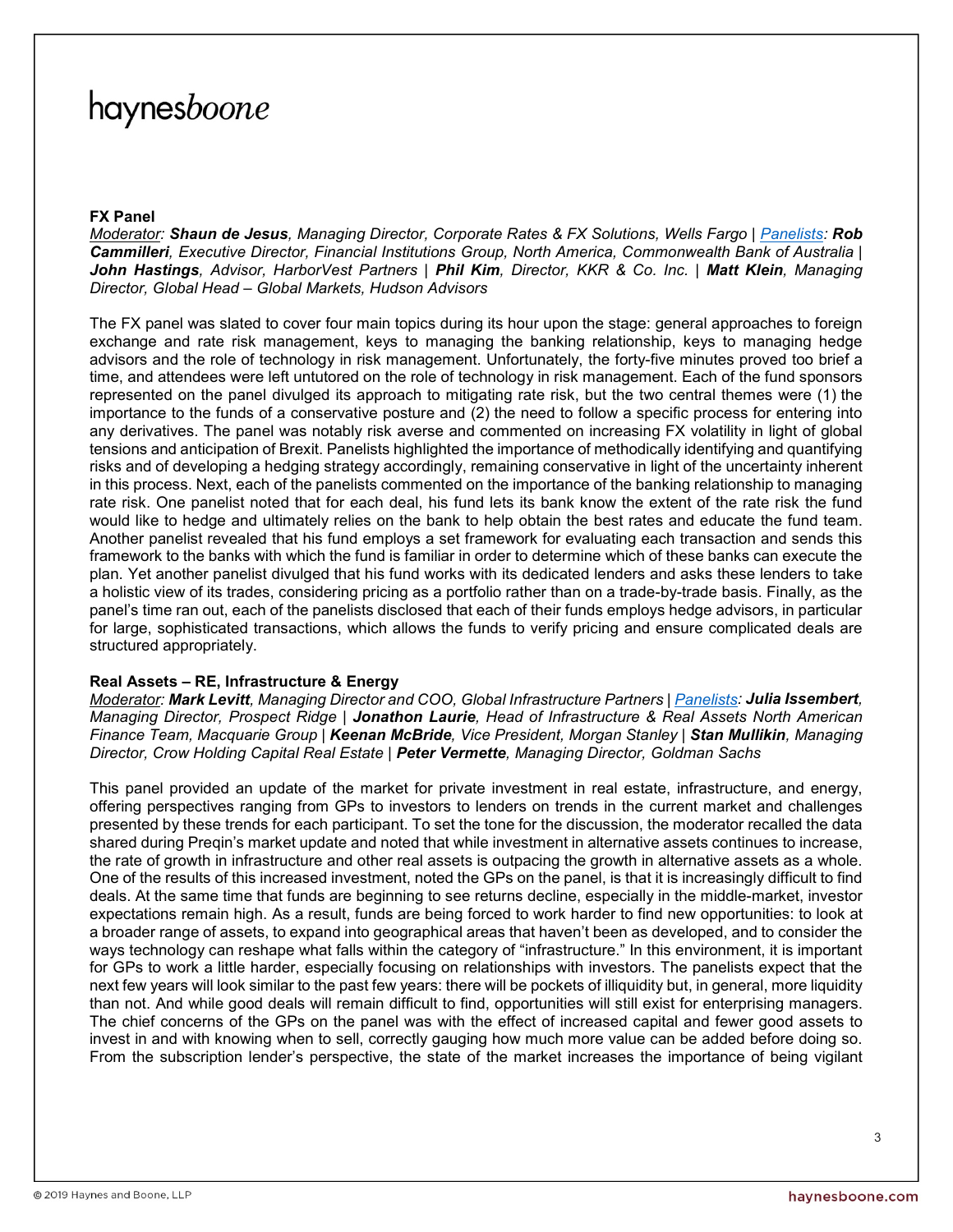**FX Panel**

*Moderator: **Shaun de Jesus**, Managing Director, Corporate Rates & FX Solutions, Wells Fargo | Panelists: **Rob Cammilleri**, Executive Director, Financial Institutions Group, North America, Commonwealth Bank of Australia | **John Hastings**, Advisor, HarborVest Partners | **Phil Kim**, Director, KKR & Co. Inc. | **Matt Klein**, Managing Director, Global Head – Global Markets, Hudson Advisors*

The FX panel was slated to cover four main topics during its hour upon the stage: general approaches to foreign exchange and rate risk management, keys to managing the banking relationship, keys to managing hedge advisors and the role of technology in risk management. Unfortunately, the forty-five minutes proved too brief a time, and attendees were left untutored on the role of technology in risk management. Each of the fund sponsors represented on the panel divulged its approach to mitigating rate risk, but the two central themes were (1) the importance to the funds of a conservative posture and (2) the need to follow a specific process for entering into any derivatives. The panel was notably risk averse and commented on increasing FX volatility in light of global tensions and anticipation of Brexit. Panelists highlighted the importance of methodically identifying and quantifying risks and of developing a hedging strategy accordingly, remaining conservative in light of the uncertainty inherent in this process. Next, each of the panelists commented on the importance of the banking relationship to managing rate risk. One panelist noted that for each deal, his fund lets its bank know the extent of the rate risk the fund would like to hedge and ultimately relies on the bank to help obtain the best rates and educate the fund team. Another panelist revealed that his fund employs a set framework for evaluating each transaction and sends this framework to the banks with which the fund is familiar in order to determine which of these banks can execute the plan. Yet another panelist divulged that his fund works with its dedicated lenders and asks these lenders to take a holistic view of its trades, considering pricing as a portfolio rather than on a trade-by-trade basis. Finally, as the panel's time ran out, each of the panelists disclosed that each of their funds employs hedge advisors, in particular for large, sophisticated transactions, which allows the funds to verify pricing and ensure complicated deals are structured appropriately.

**Real Assets – RE, Infrastructure & Energy**

*Moderator: **Mark Levitt**, Managing Director and COO, Global Infrastructure Partners | Panelists: **Julia Issembert**, Managing Director, Prospect Ridge | **Jonathon Laurie**, Head of Infrastructure & Real Assets North American Finance Team, Macquarie Group | **Keenan McBride**, Vice President, Morgan Stanley | **Stan Mullikin**, Managing Director, Crow Holding Capital Real Estate | **Peter Vermette**, Managing Director, Goldman Sachs*

This panel provided an update of the market for private investment in real estate, infrastructure, and energy, offering perspectives ranging from GPs to investors to lenders on trends in the current market and challenges presented by these trends for each participant. To set the tone for the discussion, the moderator recalled the data shared during Preqin's market update and noted that while investment in alternative assets continues to increase, the rate of growth in infrastructure and other real assets is outpacing the growth in alternative assets as a whole. One of the results of this increased investment, noted the GPs on the panel, is that it is increasingly difficult to find deals. At the same time that funds are beginning to see returns decline, especially in the middle-market, investor expectations remain high. As a result, funds are being forced to work harder to find new opportunities: to look at a broader range of assets, to expand into geographical areas that haven't been as developed, and to consider the ways technology can reshape what falls within the category of "infrastructure." In this environment, it is important for GPs to work a little harder, especially focusing on relationships with investors. The panelists expect that the next few years will look similar to the past few years: there will be pockets of illiquidity but, in general, more liquidity than not. And while good deals will remain difficult to find, opportunities will still exist for enterprising managers. The chief concerns of the GPs on the panel was with the effect of increased capital and fewer good assets to invest in and with knowing when to sell, correctly gauging how much more value can be added before doing so. From the subscription lender's perspective, the state of the market increases the importance of being vigilant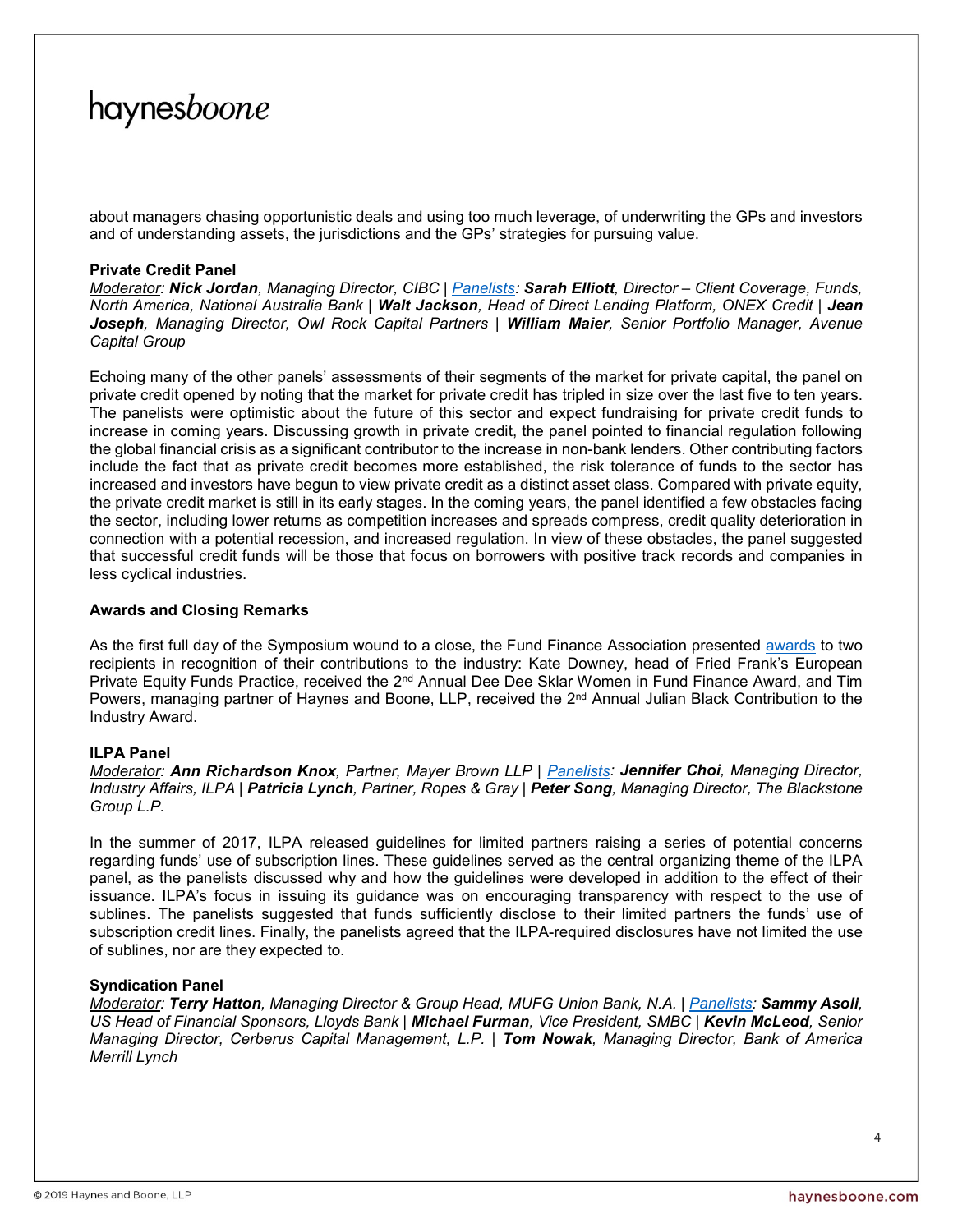about managers chasing opportunistic deals and using too much leverage, of underwriting the GPs and investors and of understanding assets, the jurisdictions and the GPs' strategies for pursuing value.

**Private Credit Panel**

*Moderator: **Nick Jordan**, Managing Director, CIBC | Panelists: **Sarah Elliott**, Director – Client Coverage, Funds, North America, National Australia Bank | **Walt Jackson**, Head of Direct Lending Platform, ONEX Credit | **Jean Joseph**, Managing Director, Owl Rock Capital Partners | **William Maier**, Senior Portfolio Manager, Avenue Capital Group*

Echoing many of the other panels' assessments of their segments of the market for private capital, the panel on private credit opened by noting that the market for private credit has tripled in size over the last five to ten years. The panelists were optimistic about the future of this sector and expect fundraising for private credit funds to increase in coming years. Discussing growth in private credit, the panel pointed to financial regulation following the global financial crisis as a significant contributor to the increase in non-bank lenders. Other contributing factors include the fact that as private credit becomes more established, the risk tolerance of funds to the sector has increased and investors have begun to view private credit as a distinct asset class. Compared with private equity, the private credit market is still in its early stages. In the coming years, the panel identified a few obstacles facing the sector, including lower returns as competition increases and spreads compress, credit quality deterioration in connection with a potential recession, and increased regulation. In view of these obstacles, the panel suggested that successful credit funds will be those that focus on borrowers with positive track records and companies in less cyclical industries.

**Awards and Closing Remarks**

As the first full day of the Symposium wound to a close, the Fund Finance Association presented awards to two recipients in recognition of their contributions to the industry: Kate Downey, head of Fried Frank's European Private Equity Funds Practice, received the 2nd Annual Dee Dee Sklar Women in Fund Finance Award, and Tim Powers, managing partner of Haynes and Boone, LLP, received the 2nd Annual Julian Black Contribution to the Industry Award.

**ILPA Panel**

*Moderator: **Ann Richardson Knox**, Partner, Mayer Brown LLP | Panelists: **Jennifer Choi**, Managing Director, Industry Affairs, ILPA | **Patricia Lynch**, Partner, Ropes & Gray | **Peter Song**, Managing Director, The Blackstone Group L.P.*

In the summer of 2017, ILPA released guidelines for limited partners raising a series of potential concerns regarding funds' use of subscription lines. These guidelines served as the central organizing theme of the ILPA panel, as the panelists discussed why and how the guidelines were developed in addition to the effect of their issuance. ILPA's focus in issuing its guidance was on encouraging transparency with respect to the use of sublines. The panelists suggested that funds sufficiently disclose to their limited partners the funds' use of subscription credit lines. Finally, the panelists agreed that the ILPA-required disclosures have not limited the use of sublines, nor are they expected to.

**Syndication Panel**

*Moderator: **Terry Hatton**, Managing Director & Group Head, MUFG Union Bank, N.A. | Panelists: **Sammy Asoli**, US Head of Financial Sponsors, Lloyds Bank | **Michael Furman**, Vice President, SMBC | **Kevin McLeod**, Senior Managing Director, Cerberus Capital Management, L.P. | **Tom Nowak**, Managing Director, Bank of America Merrill Lynch*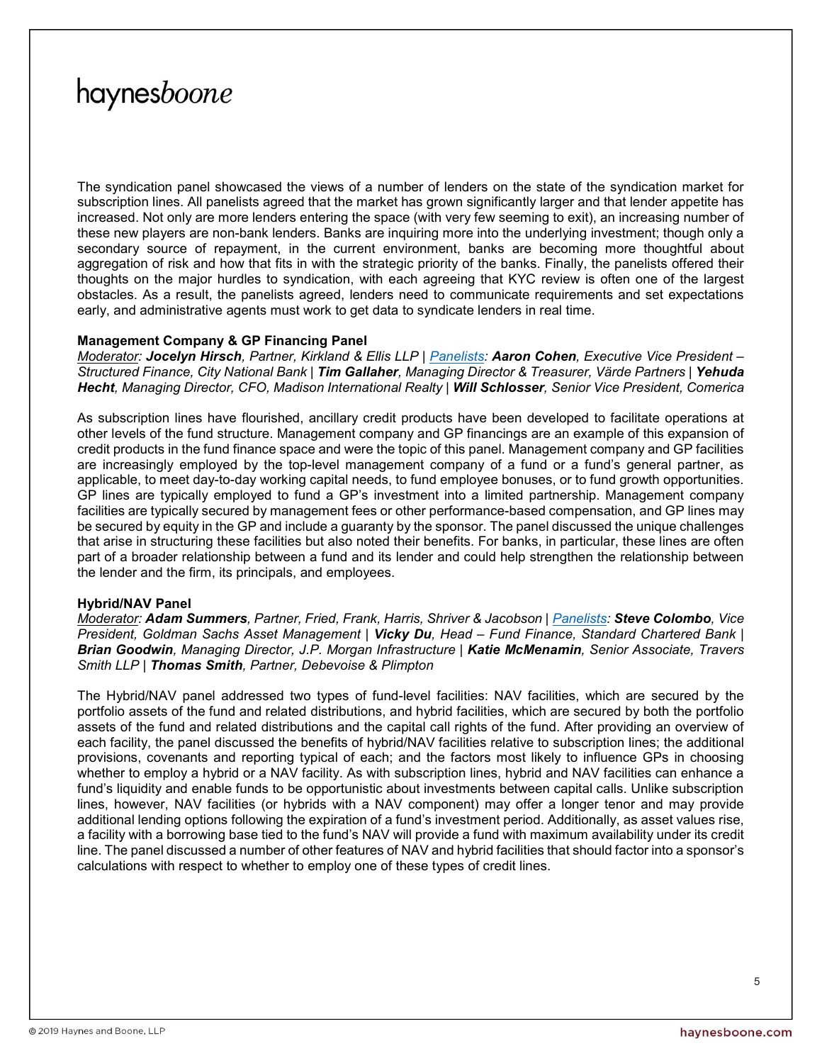The syndication panel showcased the views of a number of lenders on the state of the syndication market for subscription lines. All panelists agreed that the market has grown significantly larger and that lender appetite has increased. Not only are more lenders entering the space (with very few seeming to exit), an increasing number of these new players are non-bank lenders. Banks are inquiring more into the underlying investment; though only a secondary source of repayment, in the current environment, banks are becoming more thoughtful about aggregation of risk and how that fits in with the strategic priority of the banks. Finally, the panelists offered their thoughts on the major hurdles to syndication, with each agreeing that KYC review is often one of the largest obstacles. As a result, the panelists agreed, lenders need to communicate requirements and set expectations early, and administrative agents must work to get data to syndicate lenders in real time.

**Management Company & GP Financing Panel**
*Moderator: **Jocelyn Hirsch**, Partner, Kirkland & Ellis LLP | Panelists: **Aaron Cohen**, Executive Vice President – Structured Finance, City National Bank | **Tim Gallaher**, Managing Director & Treasurer, Värde Partners | **Yehuda Hecht**, Managing Director, CFO, Madison International Realty | **Will Schlosser**, Senior Vice President, Comerica*

As subscription lines have flourished, ancillary credit products have been developed to facilitate operations at other levels of the fund structure. Management company and GP financings are an example of this expansion of credit products in the fund finance space and were the topic of this panel. Management company and GP facilities are increasingly employed by the top-level management company of a fund or a fund's general partner, as applicable, to meet day-to-day working capital needs, to fund employee bonuses, or to fund growth opportunities. GP lines are typically employed to fund a GP's investment into a limited partnership. Management company facilities are typically secured by management fees or other performance-based compensation, and GP lines may be secured by equity in the GP and include a guaranty by the sponsor. The panel discussed the unique challenges that arise in structuring these facilities but also noted their benefits. For banks, in particular, these lines are often part of a broader relationship between a fund and its lender and could help strengthen the relationship between the lender and the firm, its principals, and employees.

**Hybrid/NAV Panel**
*Moderator: **Adam Summers**, Partner, Fried, Frank, Harris, Shriver & Jacobson | Panelists: **Steve Colombo**, Vice President, Goldman Sachs Asset Management | **Vicky Du**, Head – Fund Finance, Standard Chartered Bank | **Brian Goodwin**, Managing Director, J.P. Morgan Infrastructure | **Katie McMenamin**, Senior Associate, Travers Smith LLP | **Thomas Smith**, Partner, Debevoise & Plimpton*

The Hybrid/NAV panel addressed two types of fund-level facilities: NAV facilities, which are secured by the portfolio assets of the fund and related distributions, and hybrid facilities, which are secured by both the portfolio assets of the fund and related distributions and the capital call rights of the fund. After providing an overview of each facility, the panel discussed the benefits of hybrid/NAV facilities relative to subscription lines; the additional provisions, covenants and reporting typical of each; and the factors most likely to influence GPs in choosing whether to employ a hybrid or a NAV facility. As with subscription lines, hybrid and NAV facilities can enhance a fund's liquidity and enable funds to be opportunistic about investments between capital calls. Unlike subscription lines, however, NAV facilities (or hybrids with a NAV component) may offer a longer tenor and may provide additional lending options following the expiration of a fund's investment period. Additionally, as asset values rise, a facility with a borrowing base tied to the fund's NAV will provide a fund with maximum availability under its credit line. The panel discussed a number of other features of NAV and hybrid facilities that should factor into a sponsor's calculations with respect to whether to employ one of these types of credit lines.